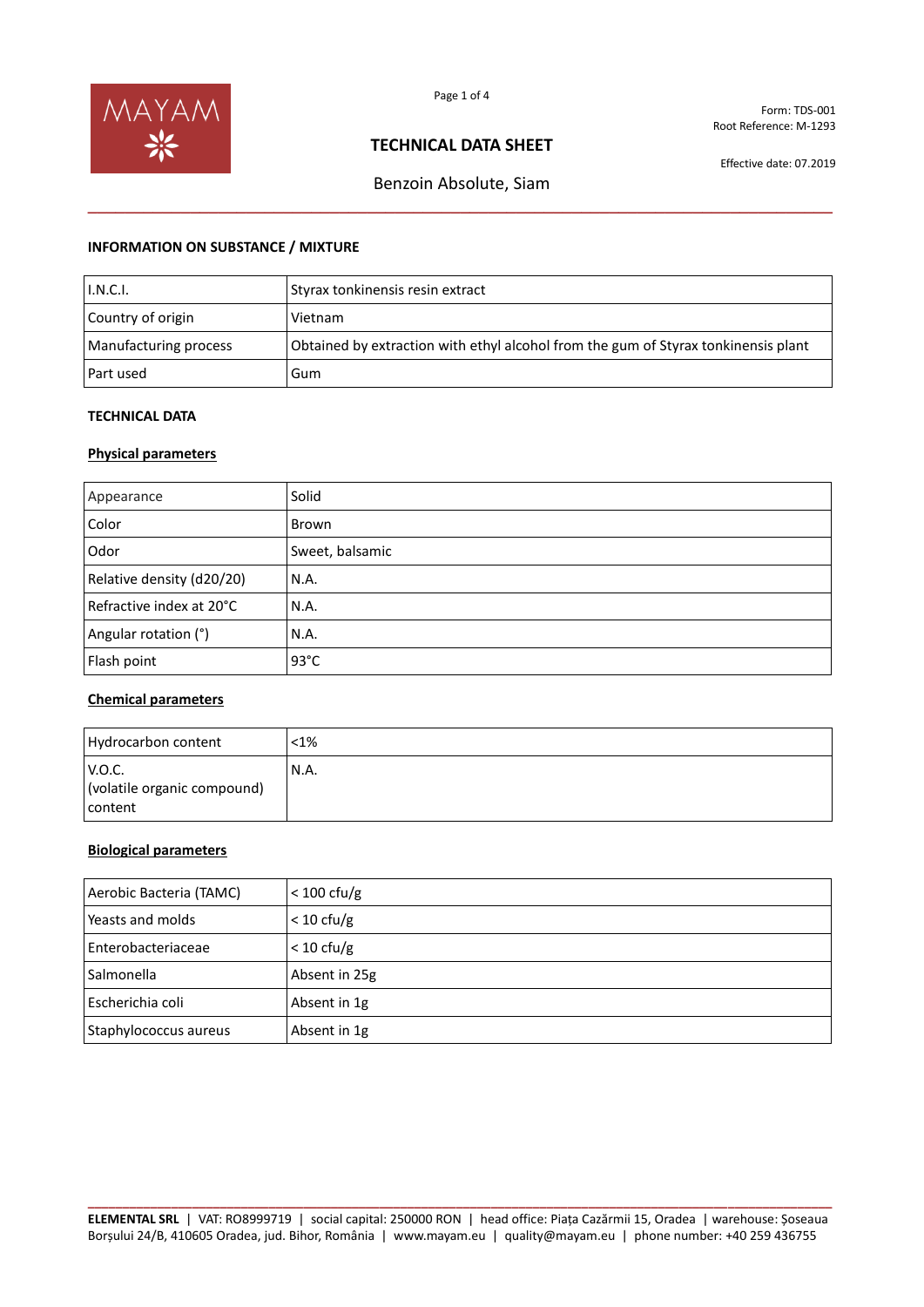# TECHNICAL DATA SHEET

Form: TDS-001
Root Reference: M-1293

Effective date: 07.2019

Benzoin Absolute, Siam

## INFORMATION ON SUBSTANCE / MIXTURE

| I.N.C.I. | Styrax tonkinensis resin extract |
|---|---|
| Country of origin | Vietnam |
| Manufacturing process | Obtained by extraction with ethyl alcohol from the gum of Styrax tonkinensis plant |
| Part used | Gum |

## TECHNICAL DATA

### Physical parameters

| Appearance | Solid |
|---|---|
| Color | Brown |
| Odor | Sweet, balsamic |
| Relative density (d20/20) | N.A. |
| Refractive index at 20°C | N.A. |
| Angular rotation (°) | N.A. |
| Flash point | 93°C |

### Chemical parameters

| Hydrocarbon content | <1% |
|---|---|
| V.O.C. (volatile organic compound) content | N.A. |

### Biological parameters

| Aerobic Bacteria (TAMC) | < 100 cfu/g |
|---|---|
| Yeasts and molds | < 10 cfu/g |
| Enterobacteriaceae | < 10 cfu/g |
| Salmonella | Absent in 25g |
| Escherichia coli | Absent in 1g |
| Staphylococcus aureus | Absent in 1g |

**ELEMENTAL SRL** | VAT: RO8999719 | social capital: 250000 RON | head office: Piața Cazărmii 15, Oradea | warehouse: Șoseaua Borșului 24/B, 410605 Oradea, jud. Bihor, România | www.mayam.eu | quality@mayam.eu | phone number: +40 259 436755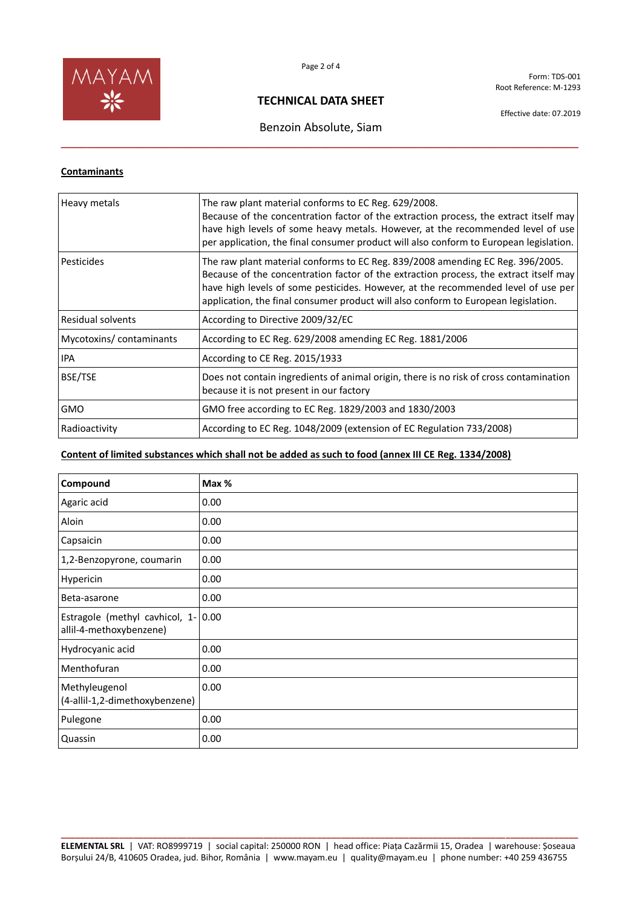## Contaminants

| | |
|---|---|
| Heavy metals | The raw plant material conforms to EC Reg. 629/2008. Because of the concentration factor of the extraction process, the extract itself may have high levels of some heavy metals. However, at the recommended level of use per application, the final consumer product will also conform to European legislation. |
| Pesticides | The raw plant material conforms to EC Reg. 839/2008 amending EC Reg. 396/2005. Because of the concentration factor of the extraction process, the extract itself may have high levels of some pesticides. However, at the recommended level of use per application, the final consumer product will also conform to European legislation. |
| Residual solvents | According to Directive 2009/32/EC |
| Mycotoxins/ contaminants | According to EC Reg. 629/2008 amending EC Reg. 1881/2006 |
| IPA | According to CE Reg. 2015/1933 |
| BSE/TSE | Does not contain ingredients of animal origin, there is no risk of cross contamination because it is not present in our factory |
| GMO | GMO free according to EC Reg. 1829/2003 and 1830/2003 |
| Radioactivity | According to EC Reg. 1048/2009 (extension of EC Regulation 733/2008) |

## Content of limited substances which shall not be added as such to food (annex III CE Reg. 1334/2008)

| Compound | Max % |
|---|---|
| Agaric acid | 0.00 |
| Aloin | 0.00 |
| Capsaicin | 0.00 |
| 1,2-Benzopyrone, coumarin | 0.00 |
| Hypericin | 0.00 |
| Beta-asarone | 0.00 |
| Estragole (methyl cavhicol, 1-allil-4-methoxybenzene) | 0.00 |
| Hydrocyanic acid | 0.00 |
| Menthofuran | 0.00 |
| Methyleugenol (4-allil-1,2-dimethoxybenzene) | 0.00 |
| Pulegone | 0.00 |
| Quassin | 0.00 |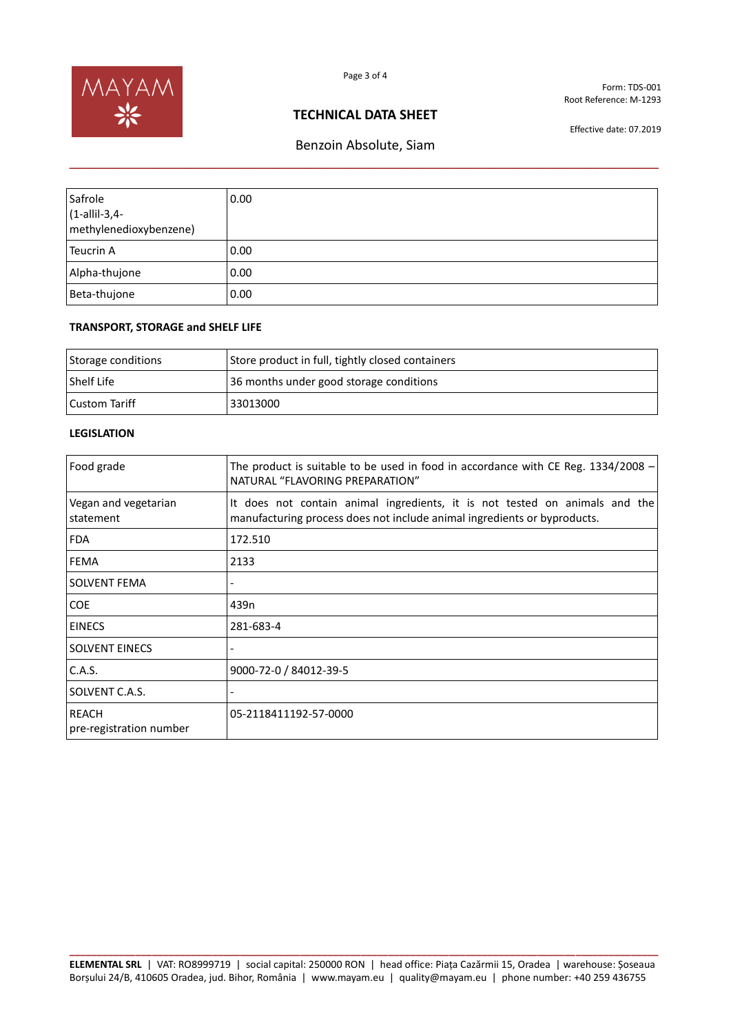| Safrole (1-allil-3,4-methylenedioxybenzene) | 0.00 |
|---|---|
| Teucrin A | 0.00 |
| Alpha-thujone | 0.00 |
| Beta-thujone | 0.00 |

**TRANSPORT, STORAGE and SHELF LIFE**

| Storage conditions | Store product in full, tightly closed containers |
|---|---|
| Shelf Life | 36 months under good storage conditions |
| Custom Tariff | 33013000 |

**LEGISLATION**

| Food grade | The product is suitable to be used in food in accordance with CE Reg. 1334/2008 – NATURAL “FLAVORING PREPARATION” |
|---|---|
| Vegan and vegetarian statement | It does not contain animal ingredients, it is not tested on animals and the manufacturing process does not include animal ingredients or byproducts. |
| FDA | 172.510 |
| FEMA | 2133 |
| SOLVENT FEMA | - |
| COE | 439n |
| EINECS | 281-683-4 |
| SOLVENT EINECS | - |
| C.A.S. | 9000-72-0 / 84012-39-5 |
| SOLVENT C.A.S. | - |
| REACH pre-registration number | 05-2118411192-57-0000 |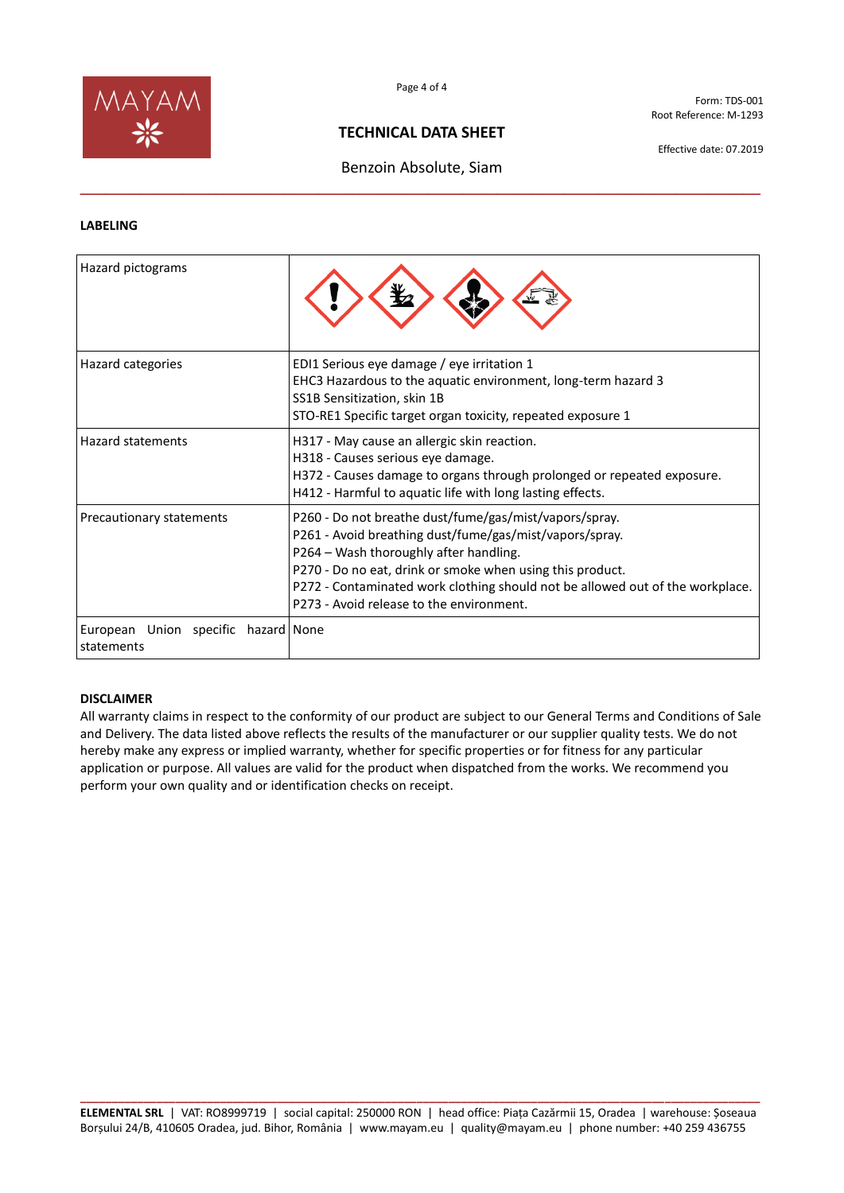## LABELING

| | |
|---|---|
| Hazard pictograms | |
| Hazard categories | EDI1 Serious eye damage / eye irritation 1<br>EHC3 Hazardous to the aquatic environment, long-term hazard 3<br>SS1B Sensitization, skin 1B<br>STO-RE1 Specific target organ toxicity, repeated exposure 1 |
| Hazard statements | H317 - May cause an allergic skin reaction.<br>H318 - Causes serious eye damage.<br>H372 - Causes damage to organs through prolonged or repeated exposure.<br>H412 - Harmful to aquatic life with long lasting effects. |
| Precautionary statements | P260 - Do not breathe dust/fume/gas/mist/vapors/spray.<br>P261 - Avoid breathing dust/fume/gas/mist/vapors/spray.<br>P264 – Wash thoroughly after handling.<br>P270 - Do no eat, drink or smoke when using this product.<br>P272 - Contaminated work clothing should not be allowed out of the workplace.<br>P273 - Avoid release to the environment. |
| European Union specific hazard statements | None |

## DISCLAIMER

All warranty claims in respect to the conformity of our product are subject to our General Terms and Conditions of Sale and Delivery. The data listed above reflects the results of the manufacturer or our supplier quality tests. We do not hereby make any express or implied warranty, whether for specific properties or for fitness for any particular application or purpose. All values are valid for the product when dispatched from the works. We recommend you perform your own quality and or identification checks on receipt.